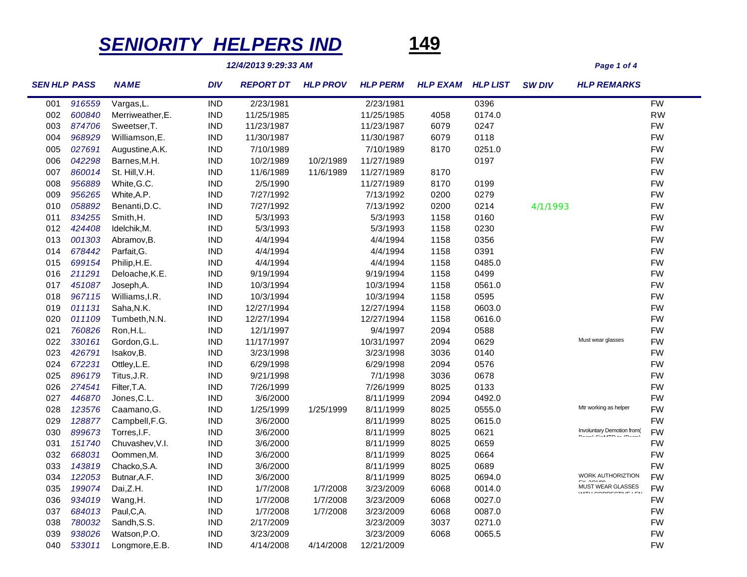# SENIORITY HELPERS IND **149**

*12/4/2013 9:29:33 AM*

| SEN HLP | PASS | NAME | DIV | REPORT DT | HLP PROV | HLP PERM | HLP EXAM | HLP LIST | SW DIV | HLP REMARKS | |
|---|---|---|---|---|---|---|---|---|---|---|---|
| 001 | 916559 | Vargas,L. | IND | 2/23/1981 | | 2/23/1981 | | 0396 | | | FW |
| 002 | 600840 | Merriweather,E. | IND | 11/25/1985 | | 11/25/1985 | 4058 | 0174.0 | | | RW |
| 003 | 874706 | Sweetser,T. | IND | 11/23/1987 | | 11/23/1987 | 6079 | 0247 | | | FW |
| 004 | 968929 | Williamson,E. | IND | 11/30/1987 | | 11/30/1987 | 6079 | 0118 | | | FW |
| 005 | 027691 | Augustine,A.K. | IND | 7/10/1989 | | 7/10/1989 | 8170 | 0251.0 | | | FW |
| 006 | 042298 | Barnes,M.H. | IND | 10/2/1989 | 10/2/1989 | 11/27/1989 | | 0197 | | | FW |
| 007 | 860014 | St. Hill,V.H. | IND | 11/6/1989 | 11/6/1989 | 11/27/1989 | 8170 | | | | FW |
| 008 | 956889 | White,G.C. | IND | 2/5/1990 | | 11/27/1989 | 8170 | 0199 | | | FW |
| 009 | 956265 | White,A.P. | IND | 7/27/1992 | | 7/13/1992 | 0200 | 0279 | | | FW |
| 010 | 058892 | Benanti,D.C. | IND | 7/27/1992 | | 7/13/1992 | 0200 | 0214 | 4/1/1993 | | FW |
| 011 | 834255 | Smith,H. | IND | 5/3/1993 | | 5/3/1993 | 1158 | 0160 | | | FW |
| 012 | 424408 | Idelchik,M. | IND | 5/3/1993 | | 5/3/1993 | 1158 | 0230 | | | FW |
| 013 | 001303 | Abramov,B. | IND | 4/4/1994 | | 4/4/1994 | 1158 | 0356 | | | FW |
| 014 | 678442 | Parfait,G. | IND | 4/4/1994 | | 4/4/1994 | 1158 | 0391 | | | FW |
| 015 | 699154 | Philip,H.E. | IND | 4/4/1994 | | 4/4/1994 | 1158 | 0485.0 | | | FW |
| 016 | 211291 | Deloache,K.E. | IND | 9/19/1994 | | 9/19/1994 | 1158 | 0499 | | | FW |
| 017 | 451087 | Joseph,A. | IND | 10/3/1994 | | 10/3/1994 | 1158 | 0561.0 | | | FW |
| 018 | 967115 | Williams,I.R. | IND | 10/3/1994 | | 10/3/1994 | 1158 | 0595 | | | FW |
| 019 | 011131 | Saha,N.K. | IND | 12/27/1994 | | 12/27/1994 | 1158 | 0603.0 | | | FW |
| 020 | 011109 | Tumbeth,N.N. | IND | 12/27/1994 | | 12/27/1994 | 1158 | 0616.0 | | | FW |
| 021 | 760826 | Ron,H.L. | IND | 12/1/1997 | | 9/4/1997 | 2094 | 0588 | | | FW |
| 022 | 330161 | Gordon,G.L. | IND | 11/17/1997 | | 10/31/1997 | 2094 | 0629 | | Must wear glasses | FW |
| 023 | 426791 | Isakov,B. | IND | 3/23/1998 | | 3/23/1998 | 3036 | 0140 | | | FW |
| 024 | 672231 | Ottley,L.E. | IND | 6/29/1998 | | 6/29/1998 | 2094 | 0576 | | | FW |
| 025 | 896179 | Titus,J.R. | IND | 9/21/1998 | | 7/1/1998 | 3036 | 0678 | | | FW |
| 026 | 274541 | Filter,T.A. | IND | 7/26/1999 | | 7/26/1999 | 8025 | 0133 | | | FW |
| 027 | 446870 | Jones,C.L. | IND | 3/6/2000 | | 8/11/1999 | 2094 | 0492.0 | | | FW |
| 028 | 123576 | Caamano,G. | IND | 1/25/1999 | 1/25/1999 | 8/11/1999 | 8025 | 0555.0 | | Mtr working as helper | FW |
| 029 | 128877 | Campbell,F.G. | IND | 3/6/2000 | | 8/11/1999 | 8025 | 0615.0 | | | FW |
| 030 | 899673 | Torres,I.F. | IND | 3/6/2000 | | 8/11/1999 | 8025 | 0621 | | Involuntary Demotion from( Perm) CinMTR to (Perm) | FW |
| 031 | 151740 | Chuvashev,V.I. | IND | 3/6/2000 | | 8/11/1999 | 8025 | 0659 | | | FW |
| 032 | 668031 | Oommen,M. | IND | 3/6/2000 | | 8/11/1999 | 8025 | 0664 | | | FW |
| 033 | 143819 | Chacko,S.A. | IND | 3/6/2000 | | 8/11/1999 | 8025 | 0689 | | | FW |
| 034 | 122053 | Butnar,A.F. | IND | 3/6/2000 | | 8/11/1999 | 8025 | 0694.0 | | WORK AUTHORIZTION EX. 2/21/00 | FW |
| 035 | 199074 | Dai,Z.H. | IND | 1/7/2008 | 1/7/2008 | 3/23/2009 | 6068 | 0014.0 | | MUST WEAR GLASSES WITH CORRECTIVE LEN | FW |
| 036 | 934019 | Wang,H. | IND | 1/7/2008 | 1/7/2008 | 3/23/2009 | 6068 | 0027.0 | | | FW |
| 037 | 684013 | Paul,C,A. | IND | 1/7/2008 | 1/7/2008 | 3/23/2009 | 6068 | 0087.0 | | | FW |
| 038 | 780032 | Sandh,S.S. | IND | 2/17/2009 | | 3/23/2009 | 3037 | 0271.0 | | | FW |
| 039 | 938026 | Watson,P.O. | IND | 3/23/2009 | | 3/23/2009 | 6068 | 0065.5 | | | FW |
| 040 | 533011 | Longmore,E.B. | IND | 4/14/2008 | 4/14/2008 | 12/21/2009 | | | | | FW |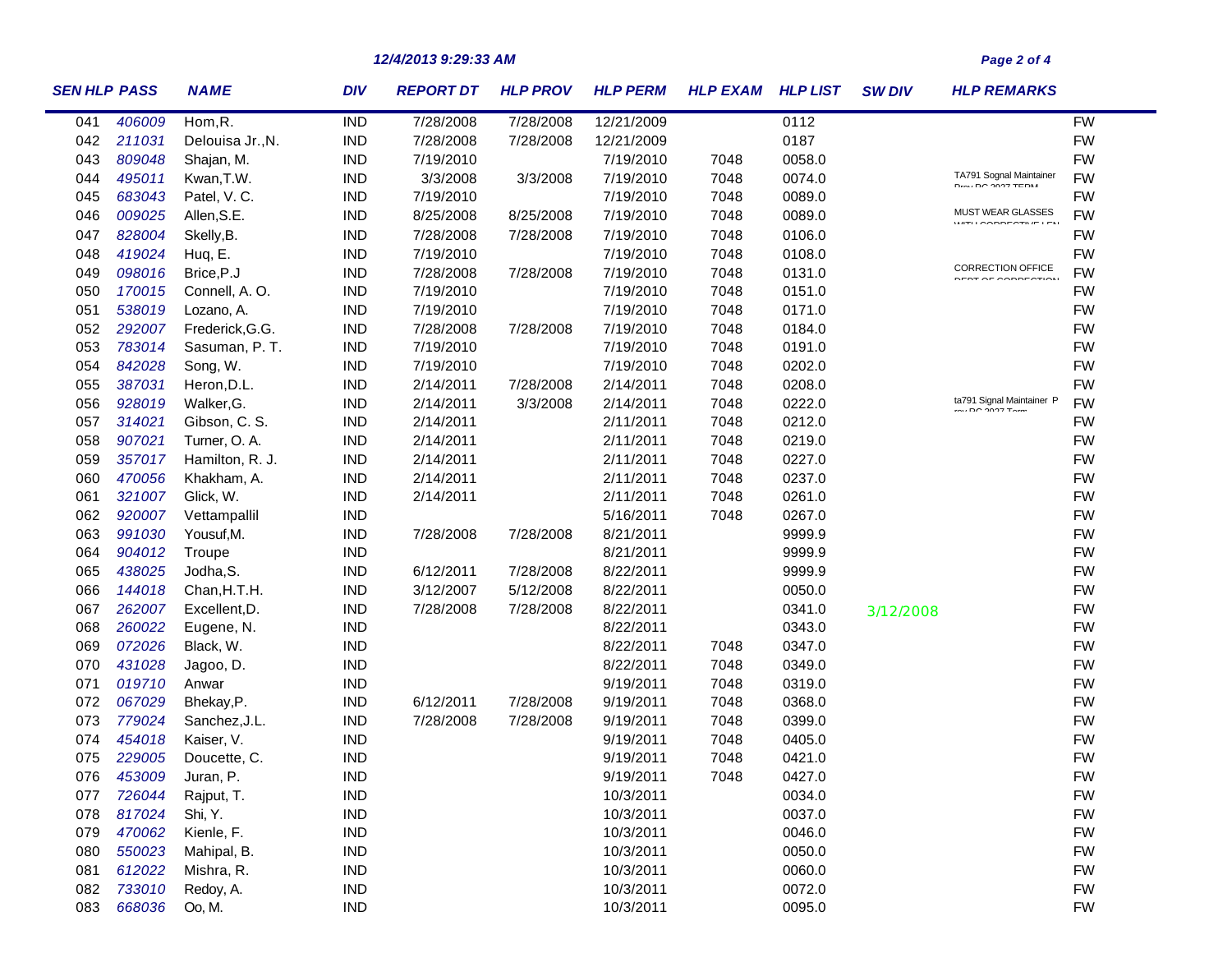| SEN | HLP PASS | NAME | DIV | REPORT DT | HLP PROV | HLP PERM | HLP EXAM | HLP LIST | SW DIV | HLP REMARKS | |
|---|---|---|---|---|---|---|---|---|---|---|---|
| 041 | 406009 | Hom,R. | IND | 7/28/2008 | 7/28/2008 | 12/21/2009 | | 0112 | | | FW |
| 042 | 211031 | Delouisa Jr.,N. | IND | 7/28/2008 | 7/28/2008 | 12/21/2009 | | 0187 | | | FW |
| 043 | 809048 | Shajan, M. | IND | 7/19/2010 | | 7/19/2010 | 7048 | 0058.0 | | | FW |
| 044 | 495011 | Kwan,T.W. | IND | 3/3/2008 | 3/3/2008 | 7/19/2010 | 7048 | 0074.0 | | TA791 Sognal Maintainer Prov RC 2027 TERM | FW |
| 045 | 683043 | Patel, V. C. | IND | 7/19/2010 | | 7/19/2010 | 7048 | 0089.0 | | | FW |
| 046 | 009025 | Allen,S.E. | IND | 8/25/2008 | 8/25/2008 | 7/19/2010 | 7048 | 0089.0 | | MUST WEAR GLASSES WITH CORRECTIVE LEN | FW |
| 047 | 828004 | Skelly,B. | IND | 7/28/2008 | 7/28/2008 | 7/19/2010 | 7048 | 0106.0 | | | FW |
| 048 | 419024 | Huq, E. | IND | 7/19/2010 | | 7/19/2010 | 7048 | 0108.0 | | | FW |
| 049 | 098016 | Brice,P.J | IND | 7/28/2008 | 7/28/2008 | 7/19/2010 | 7048 | 0131.0 | | CORRECTION OFFICE DEPT OF CORRECTION | FW |
| 050 | 170015 | Connell, A. O. | IND | 7/19/2010 | | 7/19/2010 | 7048 | 0151.0 | | | FW |
| 051 | 538019 | Lozano, A. | IND | 7/19/2010 | | 7/19/2010 | 7048 | 0171.0 | | | FW |
| 052 | 292007 | Frederick,G.G. | IND | 7/28/2008 | 7/28/2008 | 7/19/2010 | 7048 | 0184.0 | | | FW |
| 053 | 783014 | Sasuman, P. T. | IND | 7/19/2010 | | 7/19/2010 | 7048 | 0191.0 | | | FW |
| 054 | 842028 | Song, W. | IND | 7/19/2010 | | 7/19/2010 | 7048 | 0202.0 | | | FW |
| 055 | 387031 | Heron,D.L. | IND | 2/14/2011 | 7/28/2008 | 2/14/2011 | 7048 | 0208.0 | | | FW |
| 056 | 928019 | Walker,G. | IND | 2/14/2011 | 3/3/2008 | 2/14/2011 | 7048 | 0222.0 | | ta791 Signal Maintainer Prov RC 2027 Term | FW |
| 057 | 314021 | Gibson, C. S. | IND | 2/14/2011 | | 2/11/2011 | 7048 | 0212.0 | | | FW |
| 058 | 907021 | Turner, O. A. | IND | 2/14/2011 | | 2/11/2011 | 7048 | 0219.0 | | | FW |
| 059 | 357017 | Hamilton, R. J. | IND | 2/14/2011 | | 2/11/2011 | 7048 | 0227.0 | | | FW |
| 060 | 470056 | Khakham, A. | IND | 2/14/2011 | | 2/11/2011 | 7048 | 0237.0 | | | FW |
| 061 | 321007 | Glick, W. | IND | 2/14/2011 | | 2/11/2011 | 7048 | 0261.0 | | | FW |
| 062 | 920007 | Vettampallil | IND | | | 5/16/2011 | 7048 | 0267.0 | | | FW |
| 063 | 991030 | Yousuf,M. | IND | 7/28/2008 | 7/28/2008 | 8/21/2011 | | 9999.9 | | | FW |
| 064 | 904012 | Troupe | IND | | | 8/21/2011 | | 9999.9 | | | FW |
| 065 | 438025 | Jodha,S. | IND | 6/12/2011 | 7/28/2008 | 8/22/2011 | | 9999.9 | | | FW |
| 066 | 144018 | Chan,H.T.H. | IND | 3/12/2007 | 5/12/2008 | 8/22/2011 | | 0050.0 | | | FW |
| 067 | 262007 | Excellent,D. | IND | 7/28/2008 | 7/28/2008 | 8/22/2011 | | 0341.0 | 3/12/2008 | | FW |
| 068 | 260022 | Eugene, N. | IND | | | 8/22/2011 | | 0343.0 | | | FW |
| 069 | 072026 | Black, W. | IND | | | 8/22/2011 | 7048 | 0347.0 | | | FW |
| 070 | 431028 | Jagoo, D. | IND | | | 8/22/2011 | 7048 | 0349.0 | | | FW |
| 071 | 019710 | Anwar | IND | | | 9/19/2011 | 7048 | 0319.0 | | | FW |
| 072 | 067029 | Bhekay,P. | IND | 6/12/2011 | 7/28/2008 | 9/19/2011 | 7048 | 0368.0 | | | FW |
| 073 | 779024 | Sanchez,J.L. | IND | 7/28/2008 | 7/28/2008 | 9/19/2011 | 7048 | 0399.0 | | | FW |
| 074 | 454018 | Kaiser, V. | IND | | | 9/19/2011 | 7048 | 0405.0 | | | FW |
| 075 | 229005 | Doucette, C. | IND | | | 9/19/2011 | 7048 | 0421.0 | | | FW |
| 076 | 453009 | Juran, P. | IND | | | 9/19/2011 | 7048 | 0427.0 | | | FW |
| 077 | 726044 | Rajput, T. | IND | | | 10/3/2011 | | 0034.0 | | | FW |
| 078 | 817024 | Shi, Y. | IND | | | 10/3/2011 | | 0037.0 | | | FW |
| 079 | 470062 | Kienle, F. | IND | | | 10/3/2011 | | 0046.0 | | | FW |
| 080 | 550023 | Mahipal, B. | IND | | | 10/3/2011 | | 0050.0 | | | FW |
| 081 | 612022 | Mishra, R. | IND | | | 10/3/2011 | | 0060.0 | | | FW |
| 082 | 733010 | Redoy, A. | IND | | | 10/3/2011 | | 0072.0 | | | FW |
| 083 | 668036 | Oo, M. | IND | | | 10/3/2011 | | 0095.0 | | | FW |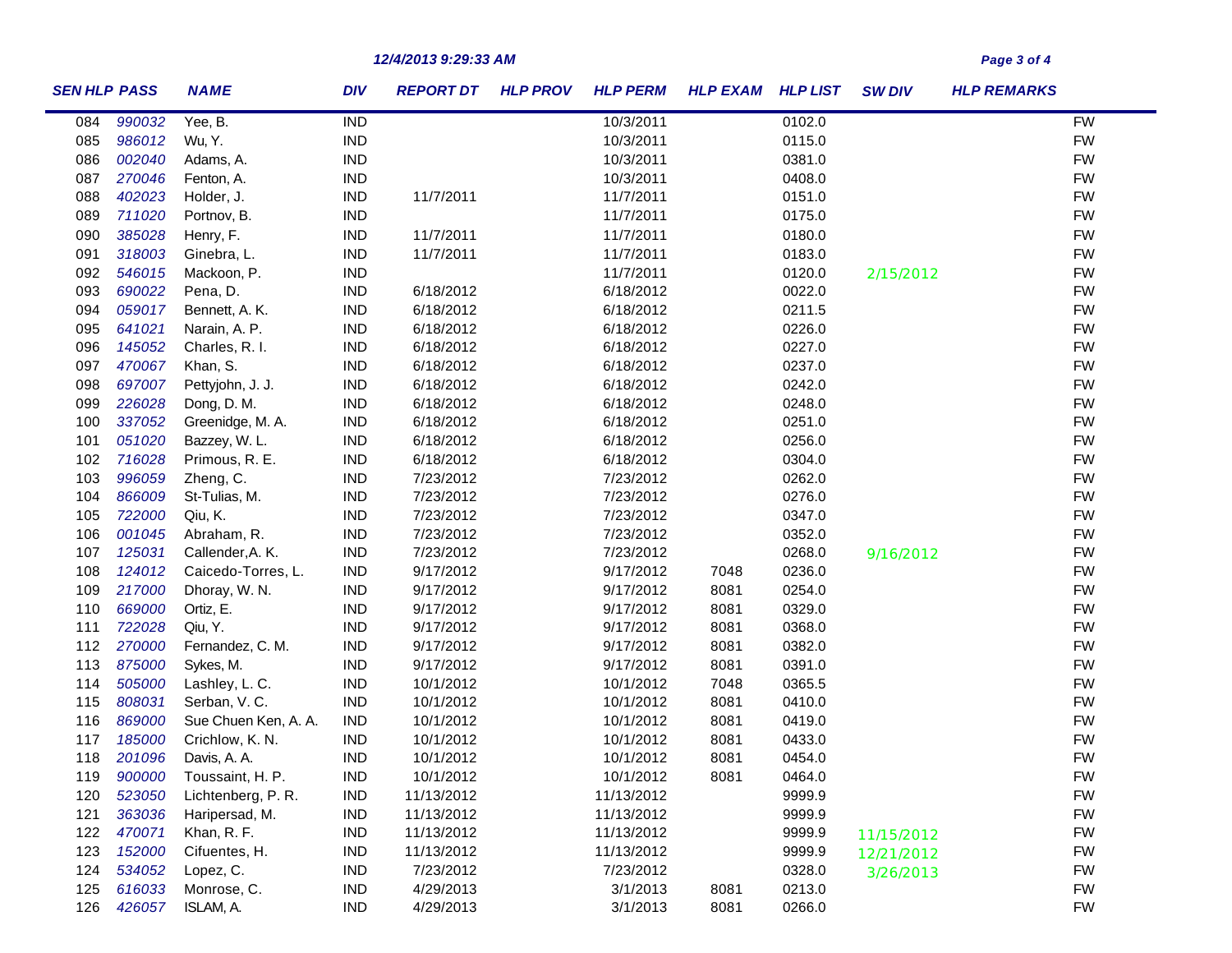| SEN | HLP PASS | NAME | DIV | REPORT DT | HLP PROV | HLP PERM | HLP EXAM | HLP LIST | SW DIV | HLP REMARKS |
|---|---|---|---|---|---|---|---|---|---|---|
| 084 | 990032 | Yee, B. | IND | | | 10/3/2011 | | 0102.0 | | FW |
| 085 | 986012 | Wu, Y. | IND | | | 10/3/2011 | | 0115.0 | | FW |
| 086 | 002040 | Adams, A. | IND | | | 10/3/2011 | | 0381.0 | | FW |
| 087 | 270046 | Fenton, A. | IND | | | 10/3/2011 | | 0408.0 | | FW |
| 088 | 402023 | Holder, J. | IND | 11/7/2011 | | 11/7/2011 | | 0151.0 | | FW |
| 089 | 711020 | Portnov, B. | IND | | | 11/7/2011 | | 0175.0 | | FW |
| 090 | 385028 | Henry, F. | IND | 11/7/2011 | | 11/7/2011 | | 0180.0 | | FW |
| 091 | 318003 | Ginebra, L. | IND | 11/7/2011 | | 11/7/2011 | | 0183.0 | | FW |
| 092 | 546015 | Mackoon, P. | IND | | | 11/7/2011 | | 0120.0 | 2/15/2012 | FW |
| 093 | 690022 | Pena, D. | IND | 6/18/2012 | | 6/18/2012 | | 0022.0 | | FW |
| 094 | 059017 | Bennett, A. K. | IND | 6/18/2012 | | 6/18/2012 | | 0211.5 | | FW |
| 095 | 641021 | Narain, A. P. | IND | 6/18/2012 | | 6/18/2012 | | 0226.0 | | FW |
| 096 | 145052 | Charles, R. I. | IND | 6/18/2012 | | 6/18/2012 | | 0227.0 | | FW |
| 097 | 470067 | Khan, S. | IND | 6/18/2012 | | 6/18/2012 | | 0237.0 | | FW |
| 098 | 697007 | Pettyjohn, J. J. | IND | 6/18/2012 | | 6/18/2012 | | 0242.0 | | FW |
| 099 | 226028 | Dong, D. M. | IND | 6/18/2012 | | 6/18/2012 | | 0248.0 | | FW |
| 100 | 337052 | Greenidge, M. A. | IND | 6/18/2012 | | 6/18/2012 | | 0251.0 | | FW |
| 101 | 051020 | Bazzey, W. L. | IND | 6/18/2012 | | 6/18/2012 | | 0256.0 | | FW |
| 102 | 716028 | Primous, R. E. | IND | 6/18/2012 | | 6/18/2012 | | 0304.0 | | FW |
| 103 | 996059 | Zheng, C. | IND | 7/23/2012 | | 7/23/2012 | | 0262.0 | | FW |
| 104 | 866009 | St-Tulias, M. | IND | 7/23/2012 | | 7/23/2012 | | 0276.0 | | FW |
| 105 | 722000 | Qiu, K. | IND | 7/23/2012 | | 7/23/2012 | | 0347.0 | | FW |
| 106 | 001045 | Abraham, R. | IND | 7/23/2012 | | 7/23/2012 | | 0352.0 | | FW |
| 107 | 125031 | Callender,A. K. | IND | 7/23/2012 | | 7/23/2012 | | 0268.0 | 9/16/2012 | FW |
| 108 | 124012 | Caicedo-Torres, L. | IND | 9/17/2012 | | 9/17/2012 | 7048 | 0236.0 | | FW |
| 109 | 217000 | Dhoray, W. N. | IND | 9/17/2012 | | 9/17/2012 | 8081 | 0254.0 | | FW |
| 110 | 669000 | Ortiz, E. | IND | 9/17/2012 | | 9/17/2012 | 8081 | 0329.0 | | FW |
| 111 | 722028 | Qiu, Y. | IND | 9/17/2012 | | 9/17/2012 | 8081 | 0368.0 | | FW |
| 112 | 270000 | Fernandez, C. M. | IND | 9/17/2012 | | 9/17/2012 | 8081 | 0382.0 | | FW |
| 113 | 875000 | Sykes, M. | IND | 9/17/2012 | | 9/17/2012 | 8081 | 0391.0 | | FW |
| 114 | 505000 | Lashley, L. C. | IND | 10/1/2012 | | 10/1/2012 | 7048 | 0365.5 | | FW |
| 115 | 808031 | Serban, V. C. | IND | 10/1/2012 | | 10/1/2012 | 8081 | 0410.0 | | FW |
| 116 | 869000 | Sue Chuen Ken, A. A. | IND | 10/1/2012 | | 10/1/2012 | 8081 | 0419.0 | | FW |
| 117 | 185000 | Crichlow, K. N. | IND | 10/1/2012 | | 10/1/2012 | 8081 | 0433.0 | | FW |
| 118 | 201096 | Davis, A. A. | IND | 10/1/2012 | | 10/1/2012 | 8081 | 0454.0 | | FW |
| 119 | 900000 | Toussaint, H. P. | IND | 10/1/2012 | | 10/1/2012 | 8081 | 0464.0 | | FW |
| 120 | 523050 | Lichtenberg, P. R. | IND | 11/13/2012 | | 11/13/2012 | | 9999.9 | | FW |
| 121 | 363036 | Haripersad, M. | IND | 11/13/2012 | | 11/13/2012 | | 9999.9 | | FW |
| 122 | 470071 | Khan, R. F. | IND | 11/13/2012 | | 11/13/2012 | | 9999.9 | 11/15/2012 | FW |
| 123 | 152000 | Cifuentes, H. | IND | 11/13/2012 | | 11/13/2012 | | 9999.9 | 12/21/2012 | FW |
| 124 | 534052 | Lopez, C. | IND | 7/23/2012 | | 7/23/2012 | | 0328.0 | 3/26/2013 | FW |
| 125 | 616033 | Monrose, C. | IND | 4/29/2013 | | 3/1/2013 | 8081 | 0213.0 | | FW |
| 126 | 426057 | ISLAM, A. | IND | 4/29/2013 | | 3/1/2013 | 8081 | 0266.0 | | FW |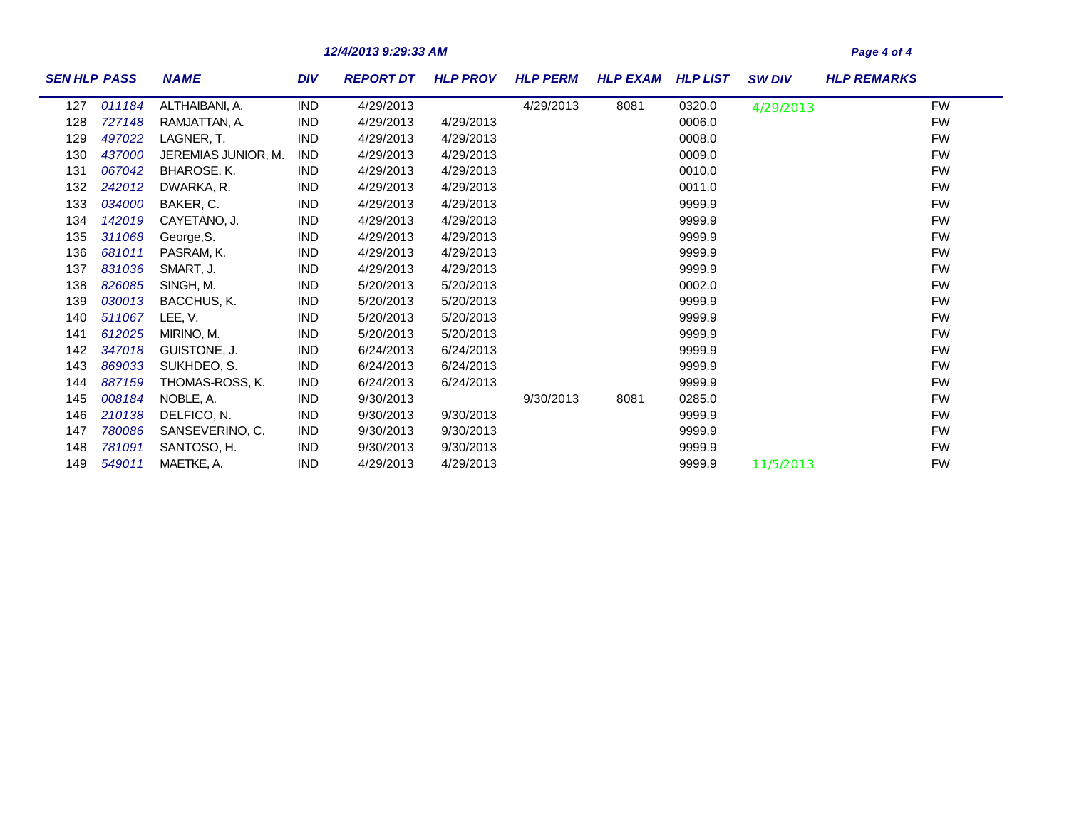| SEN | HLP PASS | NAME | DIV | REPORT DT | HLP PROV | HLP PERM | HLP EXAM | HLP LIST | SW DIV | HLP REMARKS |
|---|---|---|---|---|---|---|---|---|---|---|
| 127 | 011184 | ALTHAIBANI, A. | IND | 4/29/2013 | | 4/29/2013 | 8081 | 0320.0 | 4/29/2013 | FW |
| 128 | 727148 | RAMJATTAN, A. | IND | 4/29/2013 | 4/29/2013 | | | 0006.0 | | FW |
| 129 | 497022 | LAGNER, T. | IND | 4/29/2013 | 4/29/2013 | | | 0008.0 | | FW |
| 130 | 437000 | JEREMIAS JUNIOR, M. | IND | 4/29/2013 | 4/29/2013 | | | 0009.0 | | FW |
| 131 | 067042 | BHAROSE, K. | IND | 4/29/2013 | 4/29/2013 | | | 0010.0 | | FW |
| 132 | 242012 | DWARKA, R. | IND | 4/29/2013 | 4/29/2013 | | | 0011.0 | | FW |
| 133 | 034000 | BAKER, C. | IND | 4/29/2013 | 4/29/2013 | | | 9999.9 | | FW |
| 134 | 142019 | CAYETANO, J. | IND | 4/29/2013 | 4/29/2013 | | | 9999.9 | | FW |
| 135 | 311068 | George,S. | IND | 4/29/2013 | 4/29/2013 | | | 9999.9 | | FW |
| 136 | 681011 | PASRAM, K. | IND | 4/29/2013 | 4/29/2013 | | | 9999.9 | | FW |
| 137 | 831036 | SMART, J. | IND | 4/29/2013 | 4/29/2013 | | | 9999.9 | | FW |
| 138 | 826085 | SINGH, M. | IND | 5/20/2013 | 5/20/2013 | | | 0002.0 | | FW |
| 139 | 030013 | BACCHUS, K. | IND | 5/20/2013 | 5/20/2013 | | | 9999.9 | | FW |
| 140 | 511067 | LEE, V. | IND | 5/20/2013 | 5/20/2013 | | | 9999.9 | | FW |
| 141 | 612025 | MIRINO, M. | IND | 5/20/2013 | 5/20/2013 | | | 9999.9 | | FW |
| 142 | 347018 | GUISTONE, J. | IND | 6/24/2013 | 6/24/2013 | | | 9999.9 | | FW |
| 143 | 869033 | SUKHDEO, S. | IND | 6/24/2013 | 6/24/2013 | | | 9999.9 | | FW |
| 144 | 887159 | THOMAS-ROSS, K. | IND | 6/24/2013 | 6/24/2013 | | | 9999.9 | | FW |
| 145 | 008184 | NOBLE, A. | IND | 9/30/2013 | | 9/30/2013 | 8081 | 0285.0 | | FW |
| 146 | 210138 | DELFICO, N. | IND | 9/30/2013 | 9/30/2013 | | | 9999.9 | | FW |
| 147 | 780086 | SANSEVERINO, C. | IND | 9/30/2013 | 9/30/2013 | | | 9999.9 | | FW |
| 148 | 781091 | SANTOSO, H. | IND | 9/30/2013 | 9/30/2013 | | | 9999.9 | | FW |
| 149 | 549011 | MAETKE, A. | IND | 4/29/2013 | 4/29/2013 | | | 9999.9 | 11/5/2013 | FW |